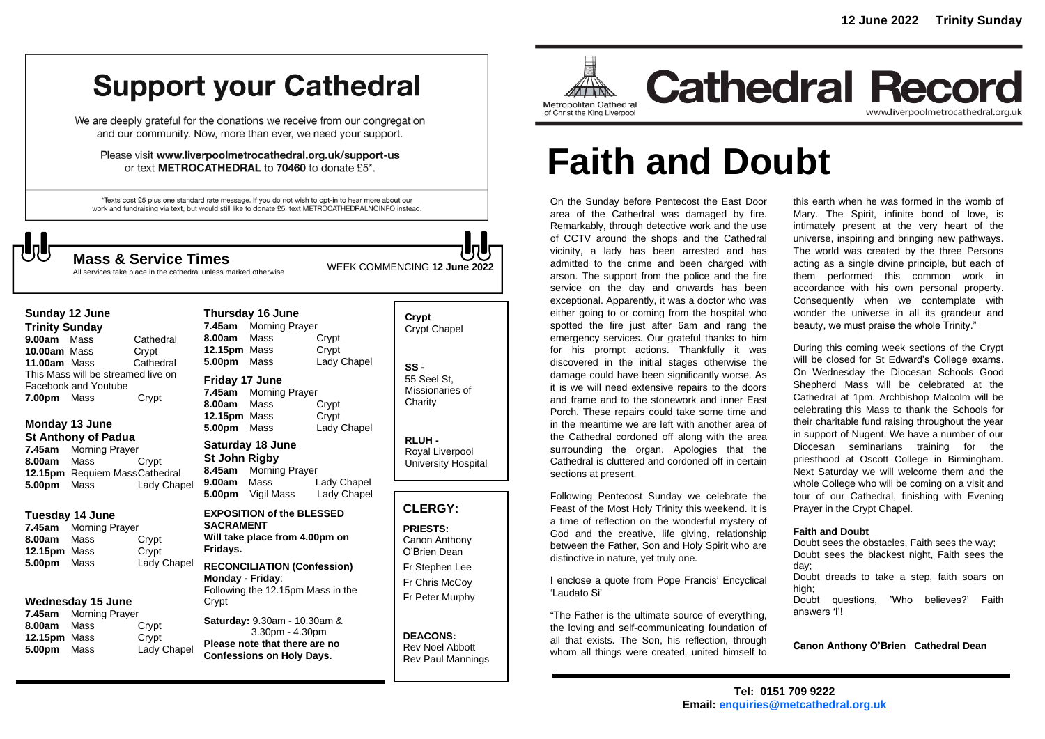# Support your Cathedral

We are deeply grateful for the donations we receive from our congregation and our community. Now, more than ever, we need your support.

Please visit **www.liverpoolmetrocathedral.org.uk/support-us** or text **METROCATHEDRAL** to **70460** to donate £5*.

*Texts cost £5 plus one standard rate message. If you do not wish to opt-in to hear more about our work and fundraising via text, but would still like to donate £5, text METROCATHEDRALNOINFO instead.

## Mass & Service Times

All services take place in the cathedral unless marked otherwise

WEEK COMMENCING **12 June 2022**

**Sunday 12 June**
**Trinity Sunday**

| | | |
|---|---|---|
| **9.00am** | Mass | Cathedral |
| **10.00am** | Mass | Crypt |
| **11.00am** | Mass | Cathedral |

This Mass will be streamed live on Facebook and Youtube

| | | |
|---|---|---|
| **7.00pm** | Mass | Crypt |

**Monday 13 June**
**St Anthony of Padua**

| | | |
|---|---|---|
| **7.45am** | Morning Prayer | |
| **8.00am** | Mass | Crypt |
| **12.15pm** | Requiem Mass | Cathedral |
| **5.00pm** | Mass | Lady Chapel |

**Tuesday 14 June**

| | | |
|---|---|---|
| **7.45am** | Morning Prayer | |
| **8.00am** | Mass | Crypt |
| **12.15pm** | Mass | Crypt |
| **5.00pm** | Mass | Lady Chapel |

**Wednesday 15 June**

| | | |
|---|---|---|
| **7.45am** | Morning Prayer | |
| **8.00am** | Mass | Crypt |
| **12.15pm** | Mass | Crypt |
| **5.00pm** | Mass | Lady Chapel |

**Thursday 16 June**

| | | |
|---|---|---|
| **7.45am** | Morning Prayer | |
| **8.00am** | Mass | Crypt |
| **12.15pm** | Mass | Crypt |
| **5.00pm** | Mass | Lady Chapel |

**Friday 17 June**

| | | |
|---|---|---|
| **7.45am** | Morning Prayer | |
| **8.00am** | Mass | Crypt |
| **12.15pm** | Mass | Crypt |
| **5.00pm** | Mass | Lady Chapel |

**Saturday 18 June**
**St John Rigby**

| | | |
|---|---|---|
| **8.45am** | Morning Prayer | |
| **9.00am** | Mass | Lady Chapel |
| **5.00pm** | Vigil Mass | Lady Chapel |

**EXPOSITION of the BLESSED SACRAMENT**
**Will take place from 4.00pm on Fridays.**

**RECONCILIATION (Confession)**
**Monday - Friday**: Following the 12.15pm Mass in the Crypt

**Saturday:** 9.30am - 10.30am & 3.30pm - 4.30pm
**Please note that there are no Confessions on Holy Days.**

**Crypt**
Crypt Chapel

**SS -**
55 Seel St, Missionaries of Charity

**RLUH -**
Royal Liverpool University Hospital

## CLERGY:

**PRIESTS:**
Canon Anthony O'Brien Dean
Fr Stephen Lee
Fr Chris McCoy
Fr Peter Murphy

**DEACONS:**
Rev Noel Abbott
Rev Paul Mannings

**12 June 2022 Trinity Sunday**

Metropolitan Cathedral of Christ the King Liverpool

# Cathedral Record

www.liverpoolmetrocathedral.org.uk

# Faith and Doubt

On the Sunday before Pentecost the East Door area of the Cathedral was damaged by fire. Remarkably, through detective work and the use of CCTV around the shops and the Cathedral vicinity, a lady has been arrested and has admitted to the crime and been charged with arson. The support from the police and the fire service on the day and onwards has been exceptional. Apparently, it was a doctor who was either going to or coming from the hospital who spotted the fire just after 6am and rang the emergency services. Our grateful thanks to him for his prompt actions. Thankfully it was discovered in the initial stages otherwise the damage could have been significantly worse. As it is we will need extensive repairs to the doors and frame and to the stonework and inner East Porch. These repairs could take some time and in the meantime we are left with another area of the Cathedral cordoned off along with the area surrounding the organ. Apologies that the Cathedral is cluttered and cordoned off in certain sections at present.

Following Pentecost Sunday we celebrate the Feast of the Most Holy Trinity this weekend. It is a time of reflection on the wonderful mystery of God and the creative, life giving, relationship between the Father, Son and Holy Spirit who are distinctive in nature, yet truly one.

I enclose a quote from Pope Francis' Encyclical 'Laudato Si'

"The Father is the ultimate source of everything, the loving and self-communicating foundation of all that exists. The Son, his reflection, through whom all things were created, united himself to this earth when he was formed in the womb of Mary. The Spirit, infinite bond of love, is intimately present at the very heart of the universe, inspiring and bringing new pathways. The world was created by the three Persons acting as a single divine principle, but each of them performed this common work in accordance with his own personal property. Consequently when we contemplate with wonder the universe in all its grandeur and beauty, we must praise the whole Trinity."

During this coming week sections of the Crypt will be closed for St Edward's College exams. On Wednesday the Diocesan Schools Good Shepherd Mass will be celebrated at the Cathedral at 1pm. Archbishop Malcolm will be celebrating this Mass to thank the Schools for their charitable fund raising throughout the year in support of Nugent. We have a number of our Diocesan seminarians training for the priesthood at Oscott College in Birmingham. Next Saturday we will welcome them and the whole College who will be coming on a visit and tour of our Cathedral, finishing with Evening Prayer in the Crypt Chapel.

**Faith and Doubt**
Doubt sees the obstacles, Faith sees the way;
Doubt sees the blackest night, Faith sees the day;
Doubt dreads to take a step, faith soars on high;
Doubt questions, 'Who believes?' Faith answers 'I'!

**Canon Anthony O'Brien Cathedral Dean**

**Tel: 0151 709 9222**
**Email: enquiries@metcathedral.org.uk**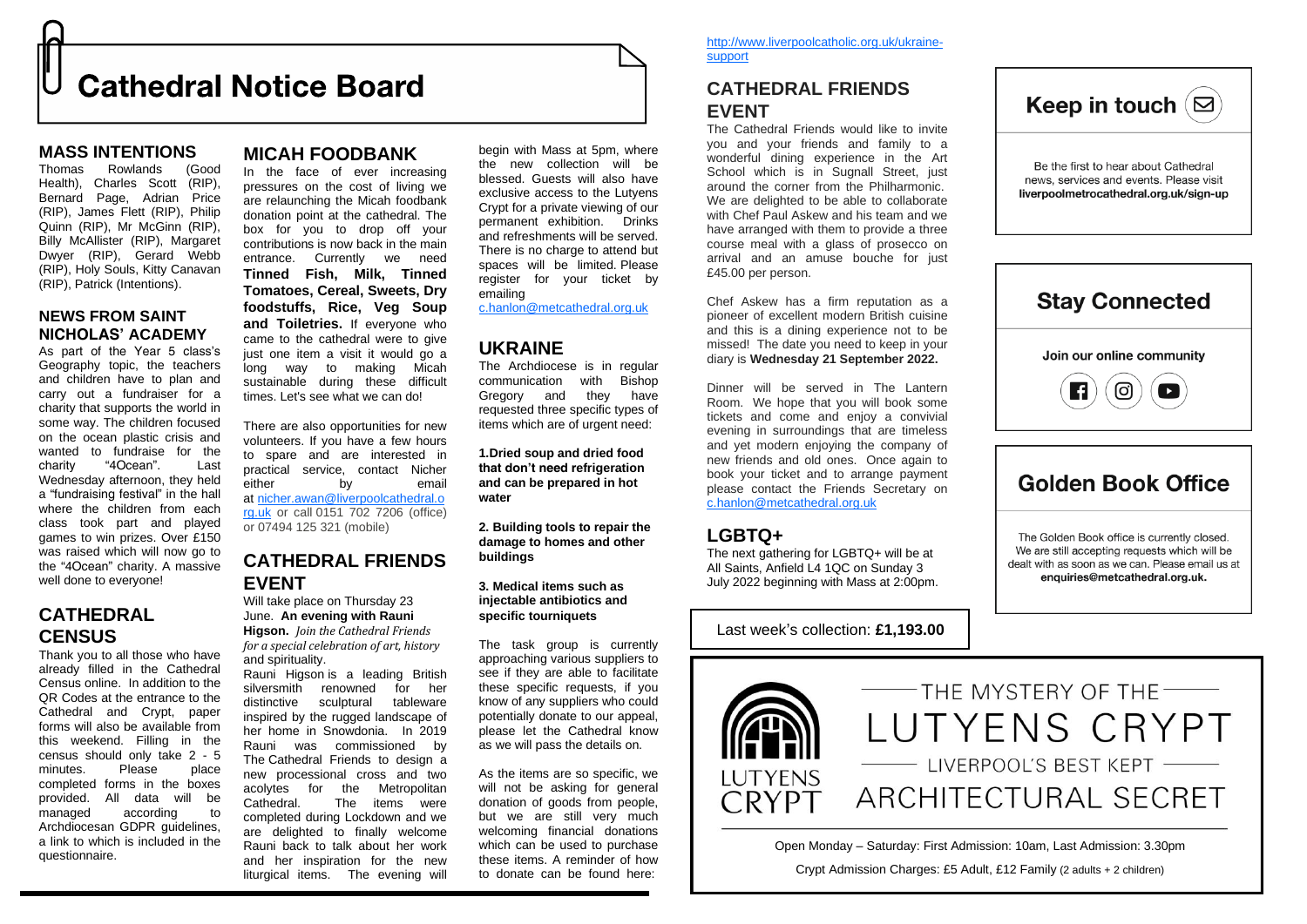# Cathedral Notice Board

## MASS INTENTIONS

Thomas Rowlands (Good Health), Charles Scott (RIP), Bernard Page, Adrian Price (RIP), James Flett (RIP), Philip Quinn (RIP), Mr McGinn (RIP), Billy McAllister (RIP), Margaret Dwyer (RIP), Gerard Webb (RIP), Holy Souls, Kitty Canavan (RIP), Patrick (Intentions).

### NEWS FROM SAINT NICHOLAS' ACADEMY

As part of the Year 5 class's Geography topic, the teachers and children have to plan and carry out a fundraiser for a charity that supports the world in some way. The children focused on the ocean plastic crisis and wanted to fundraise for the charity "4Ocean". Last Wednesday afternoon, they held a "fundraising festival" in the hall where the children from each class took part and played games to win prizes. Over £150 was raised which will now go to the "4Ocean" charity. A massive well done to everyone!

## CATHEDRAL CENSUS

Thank you to all those who have already filled in the Cathedral Census online. In addition to the QR Codes at the entrance to the Cathedral and Crypt, paper forms will also be available from this weekend. Filling in the census should only take 2 - 5 minutes. Please place completed forms in the boxes provided. All data will be managed according to Archdiocesan GDPR guidelines, a link to which is included in the questionnaire.

## MICAH FOODBANK

In the face of ever increasing pressures on the cost of living we are relaunching the Micah foodbank donation point at the cathedral. The box for you to drop off your contributions is now back in the main entrance. Currently we need **Tinned Fish, Milk, Tinned Tomatoes, Cereal, Sweets, Dry foodstuffs, Rice, Veg Soup and Toiletries.** If everyone who came to the cathedral were to give just one item a visit it would go a long way to making Micah sustainable during these difficult times. Let's see what we can do!

There are also opportunities for new volunteers. If you have a few hours to spare and are interested in practical service, contact Nicher either by email at nicher.awan@liverpoolcathedral.org.uk or call 0151 702 7206 (office) or 07494 125 321 (mobile)

## CATHEDRAL FRIENDS EVENT

Will take place on Thursday 23 June. **An evening with Rauni Higson.** *Join the Cathedral Friends for a special celebration of art, history and spirituality.*

Rauni Higson is a leading British silversmith renowned for her distinctive sculptural tableware inspired by the rugged landscape of her home in Snowdonia. In 2019 Rauni was commissioned by The Cathedral Friends to design a new processional cross and two acolytes for the Metropolitan Cathedral. The items were completed during Lockdown and we are delighted to finally welcome Rauni back to talk about her work and her inspiration for the new liturgical items. The evening will begin with Mass at 5pm, where the new collection will be blessed. Guests will also have exclusive access to the Lutyens Crypt for a private viewing of our permanent exhibition. Drinks and refreshments will be served. There is no charge to attend but spaces will be limited. Please register for your ticket by emailing c.hanlon@metcathedral.org.uk

## UKRAINE

The Archdiocese is in regular communication with Bishop Gregory and they have requested three specific types of items which are of urgent need:

**1.Dried soup and dried food that don't need refrigeration and can be prepared in hot water**

**2. Building tools to repair the damage to homes and other buildings**

**3. Medical items such as injectable antibiotics and specific tourniquets**

The task group is currently approaching various suppliers to see if they are able to facilitate these specific requests, if you know of any suppliers who could potentially donate to our appeal, please let the Cathedral know as we will pass the details on.

As the items are so specific, we will not be asking for general donation of goods from people, but we are still very much welcoming financial donations which can be used to purchase these items. A reminder of how to donate can be found here: http://www.liverpoolcatholic.org.uk/ukraine-support

## CATHEDRAL FRIENDS EVENT

The Cathedral Friends would like to invite you and your friends and family to a wonderful dining experience in the Art School which is in Sugnall Street, just around the corner from the Philharmonic. We are delighted to be able to collaborate with Chef Paul Askew and his team and we have arranged with them to provide a three course meal with a glass of prosecco on arrival and an amuse bouche for just £45.00 per person.

Chef Askew has a firm reputation as a pioneer of excellent modern British cuisine and this is a dining experience not to be missed! The date you need to keep in your diary is **Wednesday 21 September 2022.**

Dinner will be served in The Lantern Room. We hope that you will book some tickets and come and enjoy a convivial evening in surroundings that are timeless and yet modern enjoying the company of new friends and old ones. Once again to book your ticket and to arrange payment please contact the Friends Secretary on c.hanlon@metcathedral.org.uk

## LGBTQ+

The next gathering for LGBTQ+ will be at All Saints, Anfield L4 1QC on Sunday 3 July 2022 beginning with Mass at 2:00pm.

Last week's collection: **£1,193.00**

## Keep in touch

Be the first to hear about Cathedral news, services and events. Please visit **liverpoolmetrocathedral.org.uk/sign-up**

## Stay Connected

**Join our online community**

## Golden Book Office

The Golden Book office is currently closed. We are still accepting requests which will be dealt with as soon as we can. Please email us at **enquiries@metcathedral.org.uk.**

LUTYENS CRYPT

THE MYSTERY OF THE LUTYENS CRYPT

LIVERPOOL'S BEST KEPT ARCHITECTURAL SECRET

Open Monday – Saturday: First Admission: 10am, Last Admission: 3.30pm

Crypt Admission Charges: £5 Adult, £12 Family (2 adults + 2 children)